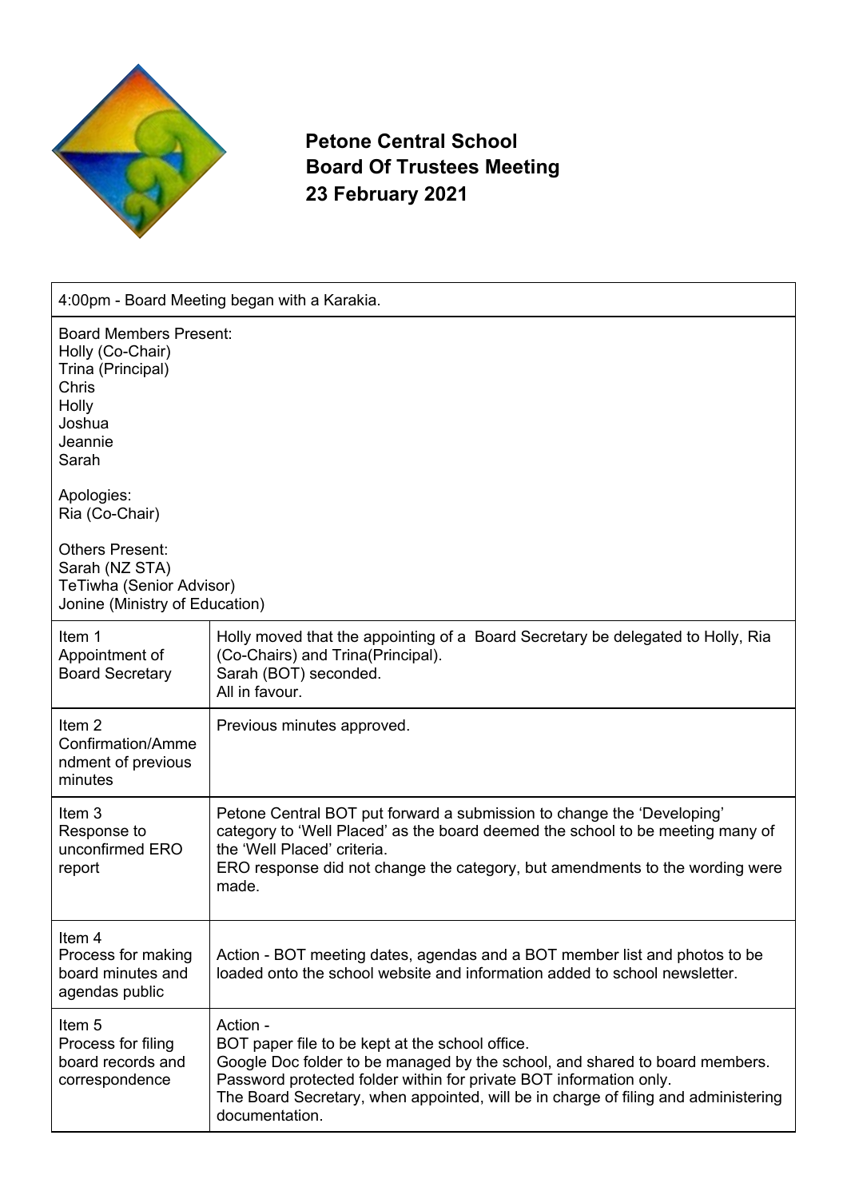**Petone Central School**
**Board Of Trustees Meeting**
**23 February 2021**

| 4:00pm - Board Meeting began with a Karakia. | |
|---|---|
| Board Members Present:<br>Holly (Co-Chair)<br>Trina (Principal)<br>Chris<br>Holly<br>Joshua<br>Jeannie<br>Sarah<br><br>Apologies:<br>Ria (Co-Chair)<br><br>Others Present:<br>Sarah (NZ STA)<br>TeTiwha (Senior Advisor)<br>Jonine (Ministry of Education) | |
| Item 1<br>Appointment of Board Secretary | Holly moved that the appointing of a Board Secretary be delegated to Holly, Ria (Co-Chairs) and Trina(Principal).<br>Sarah (BOT) seconded.<br>All in favour. |
| Item 2<br>Confirmation/Ammendment of previous minutes | Previous minutes approved. |
| Item 3<br>Response to unconfirmed ERO report | Petone Central BOT put forward a submission to change the 'Developing' category to 'Well Placed' as the board deemed the school to be meeting many of the 'Well Placed' criteria.<br>ERO response did not change the category, but amendments to the wording were made. |
| Item 4<br>Process for making board minutes and agendas public | Action - BOT meeting dates, agendas and a BOT member list and photos to be loaded onto the school website and information added to school newsletter. |
| Item 5<br>Process for filing board records and correspondence | Action -<br>BOT paper file to be kept at the school office.<br>Google Doc folder to be managed by the school, and shared to board members.<br>Password protected folder within for private BOT information only.<br>The Board Secretary, when appointed, will be in charge of filing and administering documentation. |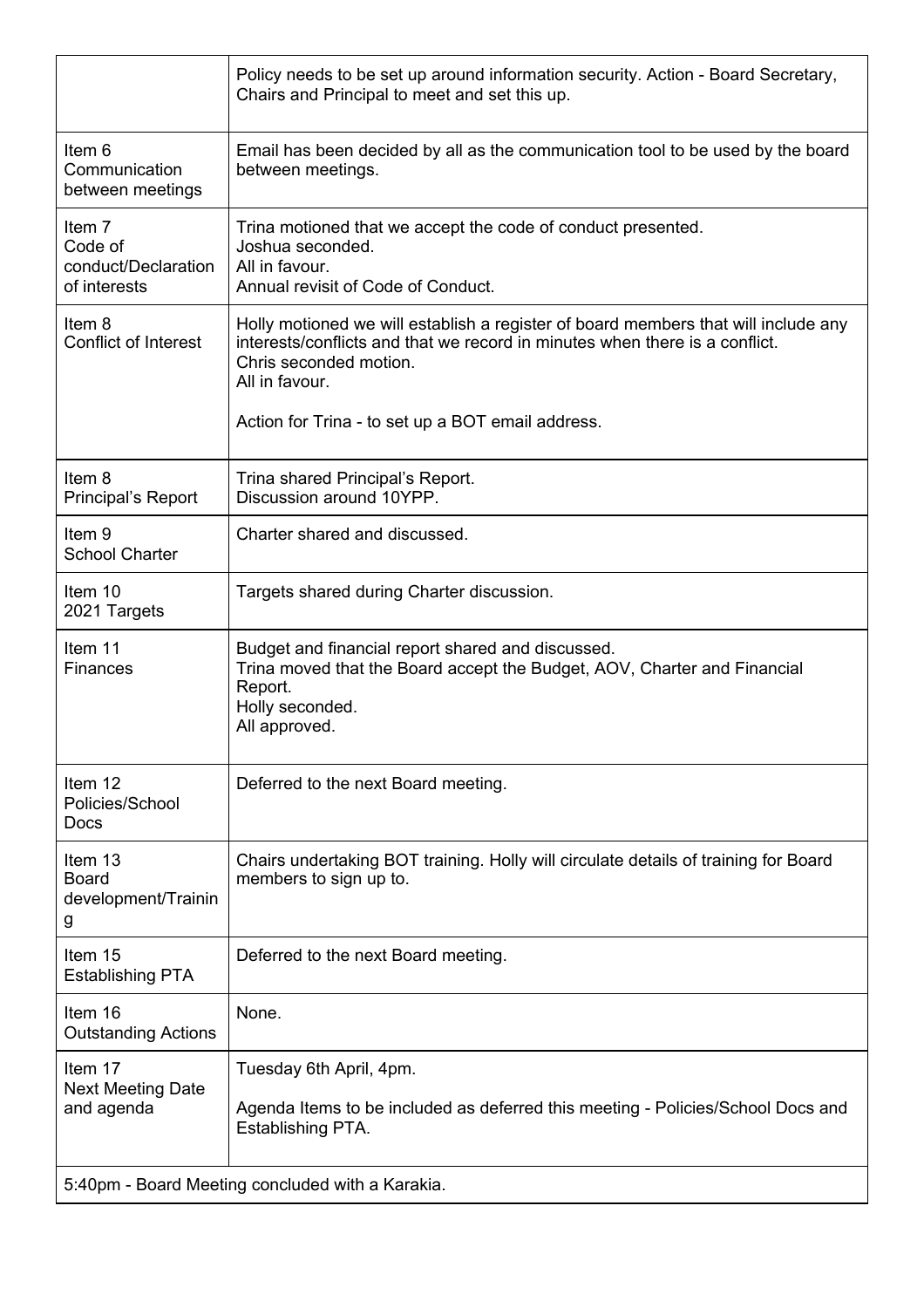| | |
|---|---|
| | Policy needs to be set up around information security. Action - Board Secretary, Chairs and Principal to meet and set this up. |
| Item 6<br>Communication between meetings | Email has been decided by all as the communication tool to be used by the board between meetings. |
| Item 7<br>Code of conduct/Declaration of interests | Trina motioned that we accept the code of conduct presented.<br>Joshua seconded.<br>All in favour.<br>Annual revisit of Code of Conduct. |
| Item 8<br>Conflict of Interest | Holly motioned we will establish a register of board members that will include any interests/conflicts and that we record in minutes when there is a conflict.<br>Chris seconded motion.<br>All in favour.<br><br>Action for Trina - to set up a BOT email address. |
| Item 8<br>Principal's Report | Trina shared Principal's Report.<br>Discussion around 10YPP. |
| Item 9<br>School Charter | Charter shared and discussed. |
| Item 10<br>2021 Targets | Targets shared during Charter discussion. |
| Item 11<br>Finances | Budget and financial report shared and discussed.<br>Trina moved that the Board accept the Budget, AOV, Charter and Financial Report.<br>Holly seconded.<br>All approved. |
| Item 12<br>Policies/School Docs | Deferred to the next Board meeting. |
| Item 13<br>Board development/Training | Chairs undertaking BOT training. Holly will circulate details of training for Board members to sign up to. |
| Item 15<br>Establishing PTA | Deferred to the next Board meeting. |
| Item 16<br>Outstanding Actions | None. |
| Item 17<br>Next Meeting Date and agenda | Tuesday 6th April, 4pm.<br><br>Agenda Items to be included as deferred this meeting - Policies/School Docs and Establishing PTA. |
| 5:40pm - Board Meeting concluded with a Karakia. | |